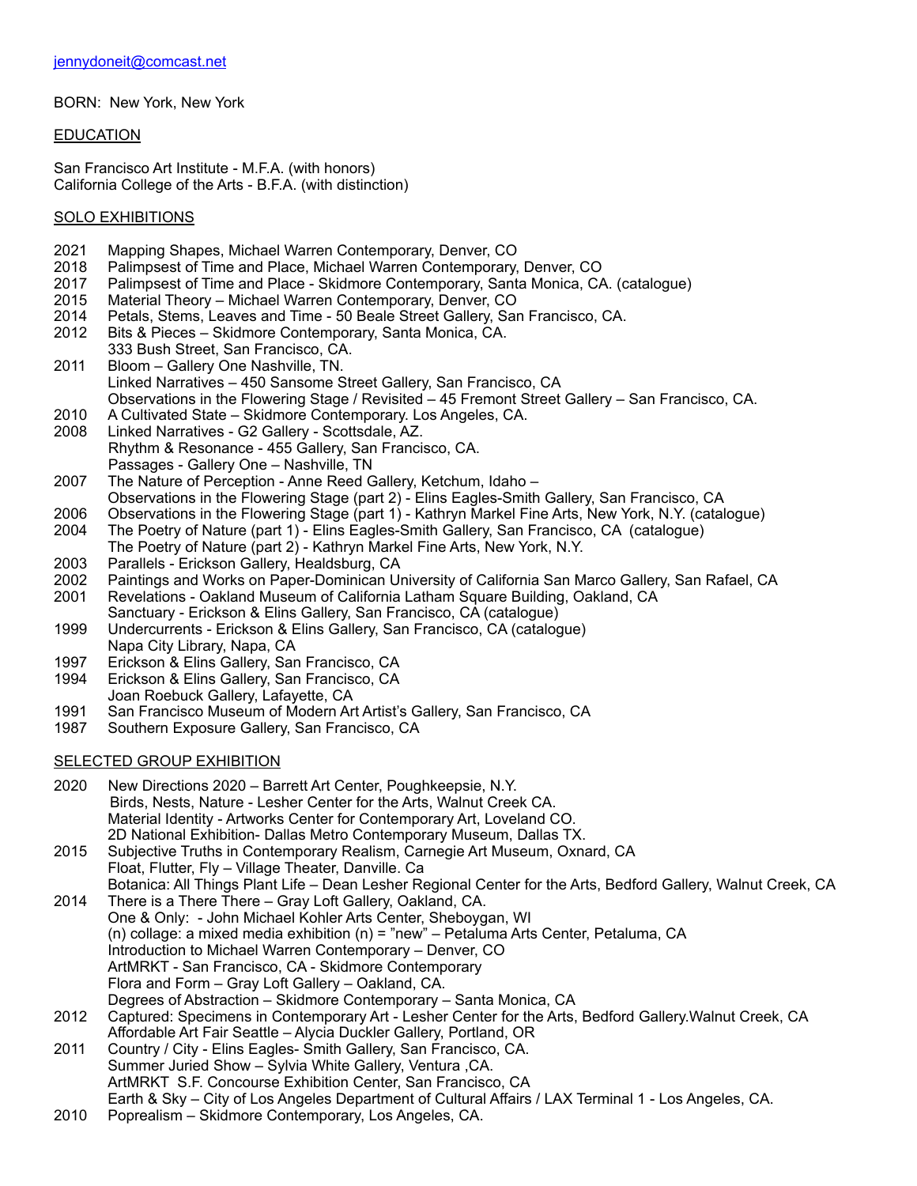jennydoneit@comcast.net

BORN: New York, New York

## EDUCATION

San Francisco Art Institute - M.F.A. (with honors)
California College of the Arts - B.F.A. (with distinction)

## SOLO EXHIBITIONS

2021 Mapping Shapes, Michael Warren Contemporary, Denver, CO
2018 Palimpsest of Time and Place, Michael Warren Contemporary, Denver, CO
2017 Palimpsest of Time and Place - Skidmore Contemporary, Santa Monica, CA. (catalogue)
2015 Material Theory – Michael Warren Contemporary, Denver, CO
2014 Petals, Stems, Leaves and Time - 50 Beale Street Gallery, San Francisco, CA.
2012 Bits & Pieces – Skidmore Contemporary, Santa Monica, CA.
333 Bush Street, San Francisco, CA.
2011 Bloom – Gallery One Nashville, TN.
Linked Narratives – 450 Sansome Street Gallery, San Francisco, CA
Observations in the Flowering Stage / Revisited – 45 Fremont Street Gallery – San Francisco, CA.
2010 A Cultivated State – Skidmore Contemporary. Los Angeles, CA.
2008 Linked Narratives - G2 Gallery - Scottsdale, AZ.
Rhythm & Resonance - 455 Gallery, San Francisco, CA.
Passages - Gallery One – Nashville, TN
2007 The Nature of Perception - Anne Reed Gallery, Ketchum, Idaho –
Observations in the Flowering Stage (part 2) - Elins Eagles-Smith Gallery, San Francisco, CA
2006 Observations in the Flowering Stage (part 1) - Kathryn Markel Fine Arts, New York, N.Y. (catalogue)
2004 The Poetry of Nature (part 1) - Elins Eagles-Smith Gallery, San Francisco, CA (catalogue)
The Poetry of Nature (part 2) - Kathryn Markel Fine Arts, New York, N.Y.
2003 Parallels - Erickson Gallery, Healdsburg, CA
2002 Paintings and Works on Paper-Dominican University of California San Marco Gallery, San Rafael, CA
2001 Revelations - Oakland Museum of California Latham Square Building, Oakland, CA
Sanctuary - Erickson & Elins Gallery, San Francisco, CA (catalogue)
1999 Undercurrents - Erickson & Elins Gallery, San Francisco, CA (catalogue)
Napa City Library, Napa, CA
1997 Erickson & Elins Gallery, San Francisco, CA
1994 Erickson & Elins Gallery, San Francisco, CA
Joan Roebuck Gallery, Lafayette, CA
1991 San Francisco Museum of Modern Art Artist's Gallery, San Francisco, CA
1987 Southern Exposure Gallery, San Francisco, CA

## SELECTED GROUP EXHIBITION

2020 New Directions 2020 – Barrett Art Center, Poughkeepsie, N.Y.
Birds, Nests, Nature - Lesher Center for the Arts, Walnut Creek CA.
Material Identity - Artworks Center for Contemporary Art, Loveland CO.
2D National Exhibition- Dallas Metro Contemporary Museum, Dallas TX.
2015 Subjective Truths in Contemporary Realism, Carnegie Art Museum, Oxnard, CA
Float, Flutter, Fly – Village Theater, Danville. Ca
Botanica: All Things Plant Life – Dean Lesher Regional Center for the Arts, Bedford Gallery, Walnut Creek, CA
2014 There is a There There – Gray Loft Gallery, Oakland, CA.
One & Only: - John Michael Kohler Arts Center, Sheboygan, WI
(n) collage: a mixed media exhibition (n) = "new" – Petaluma Arts Center, Petaluma, CA
Introduction to Michael Warren Contemporary – Denver, CO
ArtMRKT - San Francisco, CA - Skidmore Contemporary
Flora and Form – Gray Loft Gallery – Oakland, CA.
Degrees of Abstraction – Skidmore Contemporary – Santa Monica, CA
2012 Captured: Specimens in Contemporary Art - Lesher Center for the Arts, Bedford Gallery.Walnut Creek, CA
Affordable Art Fair Seattle – Alycia Duckler Gallery, Portland, OR
2011 Country / City - Elins Eagles- Smith Gallery, San Francisco, CA.
Summer Juried Show – Sylvia White Gallery, Ventura ,CA.
ArtMRKT S.F. Concourse Exhibition Center, San Francisco, CA
Earth & Sky – City of Los Angeles Department of Cultural Affairs / LAX Terminal 1 - Los Angeles, CA.
2010 Poprealism – Skidmore Contemporary, Los Angeles, CA.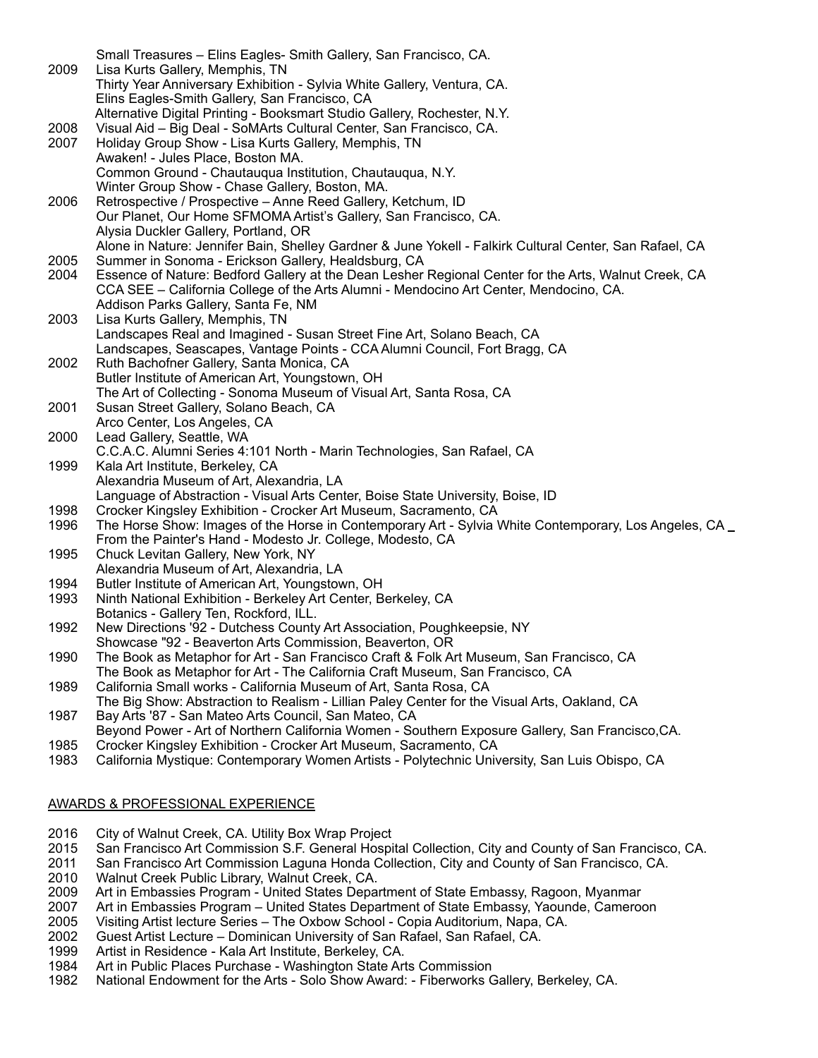Small Treasures – Elins Eagles- Smith Gallery, San Francisco, CA.

2009 Lisa Kurts Gallery, Memphis, TN
Thirty Year Anniversary Exhibition - Sylvia White Gallery, Ventura, CA.
Elins Eagles-Smith Gallery, San Francisco, CA
Alternative Digital Printing - Booksmart Studio Gallery, Rochester, N.Y.

2008 Visual Aid – Big Deal - SoMArts Cultural Center, San Francisco, CA.

2007 Holiday Group Show - Lisa Kurts Gallery, Memphis, TN
Awaken! - Jules Place, Boston MA.
Common Ground - Chautauqua Institution, Chautauqua, N.Y.
Winter Group Show - Chase Gallery, Boston, MA.

2006 Retrospective / Prospective – Anne Reed Gallery, Ketchum, ID
Our Planet, Our Home SFMOMA Artist's Gallery, San Francisco, CA.
Alysia Duckler Gallery, Portland, OR
Alone in Nature: Jennifer Bain, Shelley Gardner & June Yokell - Falkirk Cultural Center, San Rafael, CA

2005 Summer in Sonoma - Erickson Gallery, Healdsburg, CA

2004 Essence of Nature: Bedford Gallery at the Dean Lesher Regional Center for the Arts, Walnut Creek, CA
CCA SEE – California College of the Arts Alumni - Mendocino Art Center, Mendocino, CA.
Addison Parks Gallery, Santa Fe, NM

2003 Lisa Kurts Gallery, Memphis, TN
Landscapes Real and Imagined - Susan Street Fine Art, Solano Beach, CA
Landscapes, Seascapes, Vantage Points - CCA Alumni Council, Fort Bragg, CA

2002 Ruth Bachofner Gallery, Santa Monica, CA
Butler Institute of American Art, Youngstown, OH
The Art of Collecting - Sonoma Museum of Visual Art, Santa Rosa, CA

2001 Susan Street Gallery, Solano Beach, CA
Arco Center, Los Angeles, CA

2000 Lead Gallery, Seattle, WA
C.C.A.C. Alumni Series 4:101 North - Marin Technologies, San Rafael, CA

1999 Kala Art Institute, Berkeley, CA
Alexandria Museum of Art, Alexandria, LA
Language of Abstraction - Visual Arts Center, Boise State University, Boise, ID

1998 Crocker Kingsley Exhibition - Crocker Art Museum, Sacramento, CA

1996 The Horse Show: Images of the Horse in Contemporary Art - Sylvia White Contemporary, Los Angeles, CA _
From the Painter's Hand - Modesto Jr. College, Modesto, CA

1995 Chuck Levitan Gallery, New York, NY
Alexandria Museum of Art, Alexandria, LA

1994 Butler Institute of American Art, Youngstown, OH

1993 Ninth National Exhibition - Berkeley Art Center, Berkeley, CA
Botanics - Gallery Ten, Rockford, ILL.

1992 New Directions '92 - Dutchess County Art Association, Poughkeepsie, NY
Showcase "92 - Beaverton Arts Commission, Beaverton, OR

1990 The Book as Metaphor for Art - San Francisco Craft & Folk Art Museum, San Francisco, CA
The Book as Metaphor for Art - The California Craft Museum, San Francisco, CA

1989 California Small works - California Museum of Art, Santa Rosa, CA
The Big Show: Abstraction to Realism - Lillian Paley Center for the Visual Arts, Oakland, CA

1987 Bay Arts '87 - San Mateo Arts Council, San Mateo, CA
Beyond Power - Art of Northern California Women - Southern Exposure Gallery, San Francisco,CA.

1985 Crocker Kingsley Exhibition - Crocker Art Museum, Sacramento, CA

1983 California Mystique: Contemporary Women Artists - Polytechnic University, San Luis Obispo, CA

## AWARDS & PROFESSIONAL EXPERIENCE

2016 City of Walnut Creek, CA. Utility Box Wrap Project

2015 San Francisco Art Commission S.F. General Hospital Collection, City and County of San Francisco, CA.

2011 San Francisco Art Commission Laguna Honda Collection, City and County of San Francisco, CA.

2010 Walnut Creek Public Library, Walnut Creek, CA.

2009 Art in Embassies Program - United States Department of State Embassy, Ragoon, Myanmar

2007 Art in Embassies Program – United States Department of State Embassy, Yaounde, Cameroon

2005 Visiting Artist lecture Series – The Oxbow School - Copia Auditorium, Napa, CA.

2002 Guest Artist Lecture – Dominican University of San Rafael, San Rafael, CA.

1999 Artist in Residence - Kala Art Institute, Berkeley, CA.

1984 Art in Public Places Purchase - Washington State Arts Commission

1982 National Endowment for the Arts - Solo Show Award: - Fiberworks Gallery, Berkeley, CA.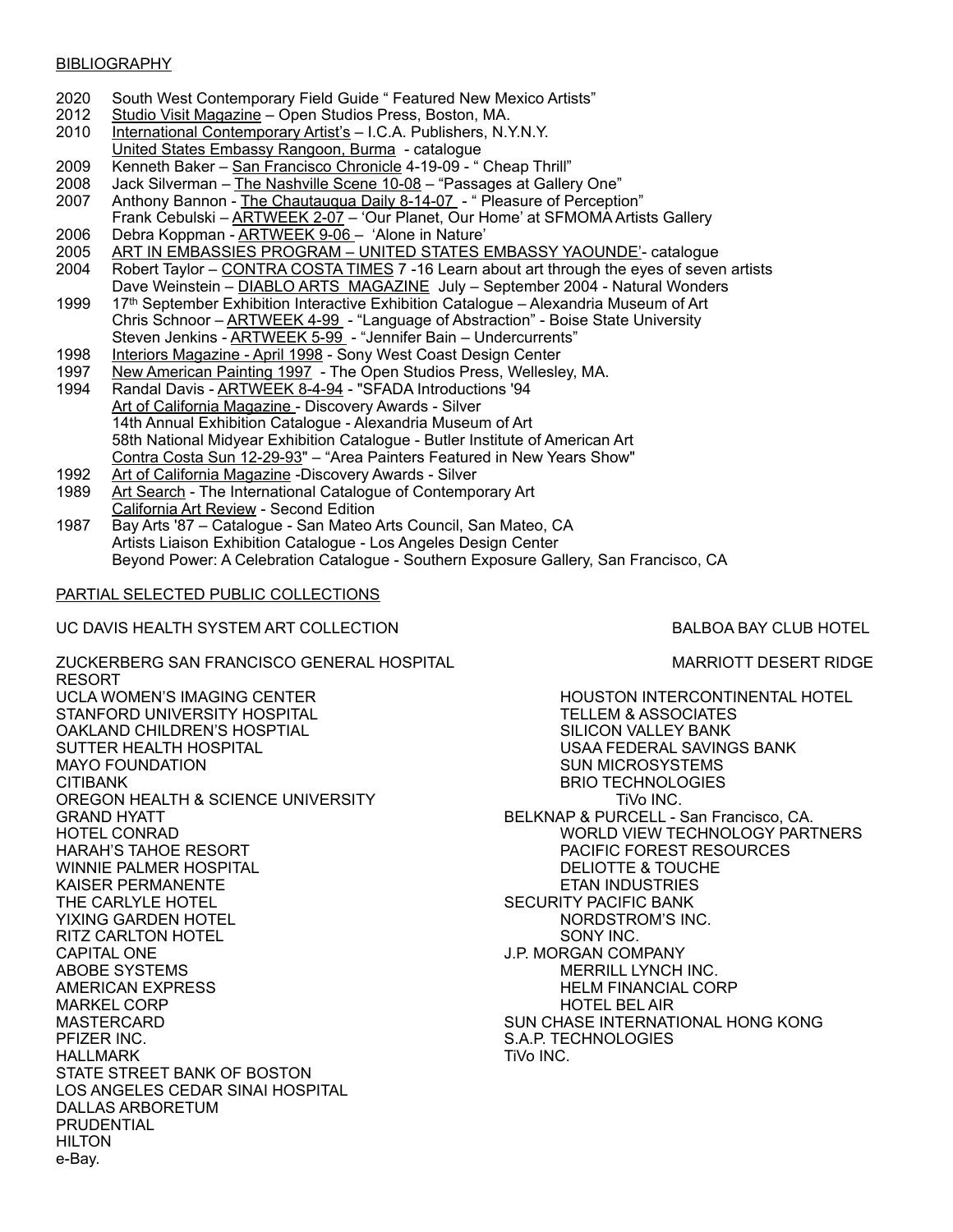BIBLIOGRAPHY

2020 South West Contemporary Field Guide " Featured New Mexico Artists"
2012 Studio Visit Magazine – Open Studios Press, Boston, MA.
2010 International Contemporary Artist's – I.C.A. Publishers, N.Y.N.Y.
United States Embassy Rangoon, Burma - catalogue
2009 Kenneth Baker – San Francisco Chronicle 4-19-09 - " Cheap Thrill"
2008 Jack Silverman – The Nashville Scene 10-08 – "Passages at Gallery One"
2007 Anthony Bannon - The Chautauqua Daily 8-14-07 - " Pleasure of Perception"
Frank Cebulski – ARTWEEK 2-07 – 'Our Planet, Our Home' at SFMOMA Artists Gallery
2006 Debra Koppman - ARTWEEK 9-06 – 'Alone in Nature'
2005 ART IN EMBASSIES PROGRAM – UNITED STATES EMBASSY YAOUNDE'- catalogue
2004 Robert Taylor – CONTRA COSTA TIMES 7 -16 Learn about art through the eyes of seven artists
Dave Weinstein – DIABLO ARTS MAGAZINE July – September 2004 - Natural Wonders
1999 17th September Exhibition Interactive Exhibition Catalogue – Alexandria Museum of Art
Chris Schnoor – ARTWEEK 4-99 - "Language of Abstraction" - Boise State University
Steven Jenkins - ARTWEEK 5-99 - "Jennifer Bain – Undercurrents"
1998 Interiors Magazine - April 1998 - Sony West Coast Design Center
1997 New American Painting 1997 - The Open Studios Press, Wellesley, MA.
1994 Randal Davis - ARTWEEK 8-4-94 - "SFADA Introductions '94
Art of California Magazine - Discovery Awards - Silver
14th Annual Exhibition Catalogue - Alexandria Museum of Art
58th National Midyear Exhibition Catalogue - Butler Institute of American Art
Contra Costa Sun 12-29-93" – "Area Painters Featured in New Years Show"
1992 Art of California Magazine -Discovery Awards - Silver
1989 Art Search - The International Catalogue of Contemporary Art
California Art Review - Second Edition
1987 Bay Arts '87 – Catalogue - San Mateo Arts Council, San Mateo, CA
Artists Liaison Exhibition Catalogue - Los Angeles Design Center
Beyond Power: A Celebration Catalogue - Southern Exposure Gallery, San Francisco, CA

PARTIAL SELECTED PUBLIC COLLECTIONS

UC DAVIS HEALTH SYSTEM ART COLLECTION
ZUCKERBERG SAN FRANCISCO GENERAL HOSPITAL
UCLA WOMEN'S IMAGING CENTER
STANFORD UNIVERSITY HOSPITAL
OAKLAND CHILDREN'S HOSPTIAL
SUTTER HEALTH HOSPITAL
MAYO FOUNDATION
CITIBANK
OREGON HEALTH & SCIENCE UNIVERSITY
GRAND HYATT
HOTEL CONRAD
HARAH'S TAHOE RESORT
WINNIE PALMER HOSPITAL
KAISER PERMANENTE
THE CARLYLE HOTEL
YIXING GARDEN HOTEL
RITZ CARLTON HOTEL
CAPITAL ONE
ABOBE SYSTEMS
AMERICAN EXPRESS
MARKEL CORP
MASTERCARD
PFIZER INC.
HALLMARK
STATE STREET BANK OF BOSTON
LOS ANGELES CEDAR SINAI HOSPITAL
DALLAS ARBORETUM
PRUDENTIAL
HILTON
e-Bay.

BALBOA BAY CLUB HOTEL
MARRIOTT DESERT RIDGE RESORT
HOUSTON INTERCONTINENTAL HOTEL
TELLEM & ASSOCIATES
SILICON VALLEY BANK
USAA FEDERAL SAVINGS BANK
SUN MICROSYSTEMS
BRIO TECHNOLOGIES
TiVo INC.
BELKNAP & PURCELL - San Francisco, CA.
WORLD VIEW TECHNOLOGY PARTNERS
PACIFIC FOREST RESOURCES
DELIOTTE & TOUCHE
ETAN INDUSTRIES
SECURITY PACIFIC BANK
NORDSTROM'S INC.
SONY INC.
J.P. MORGAN COMPANY
MERRILL LYNCH INC.
HELM FINANCIAL CORP
HOTEL BEL AIR
SUN CHASE INTERNATIONAL HONG KONG
S.A.P. TECHNOLOGIES
TiVo INC.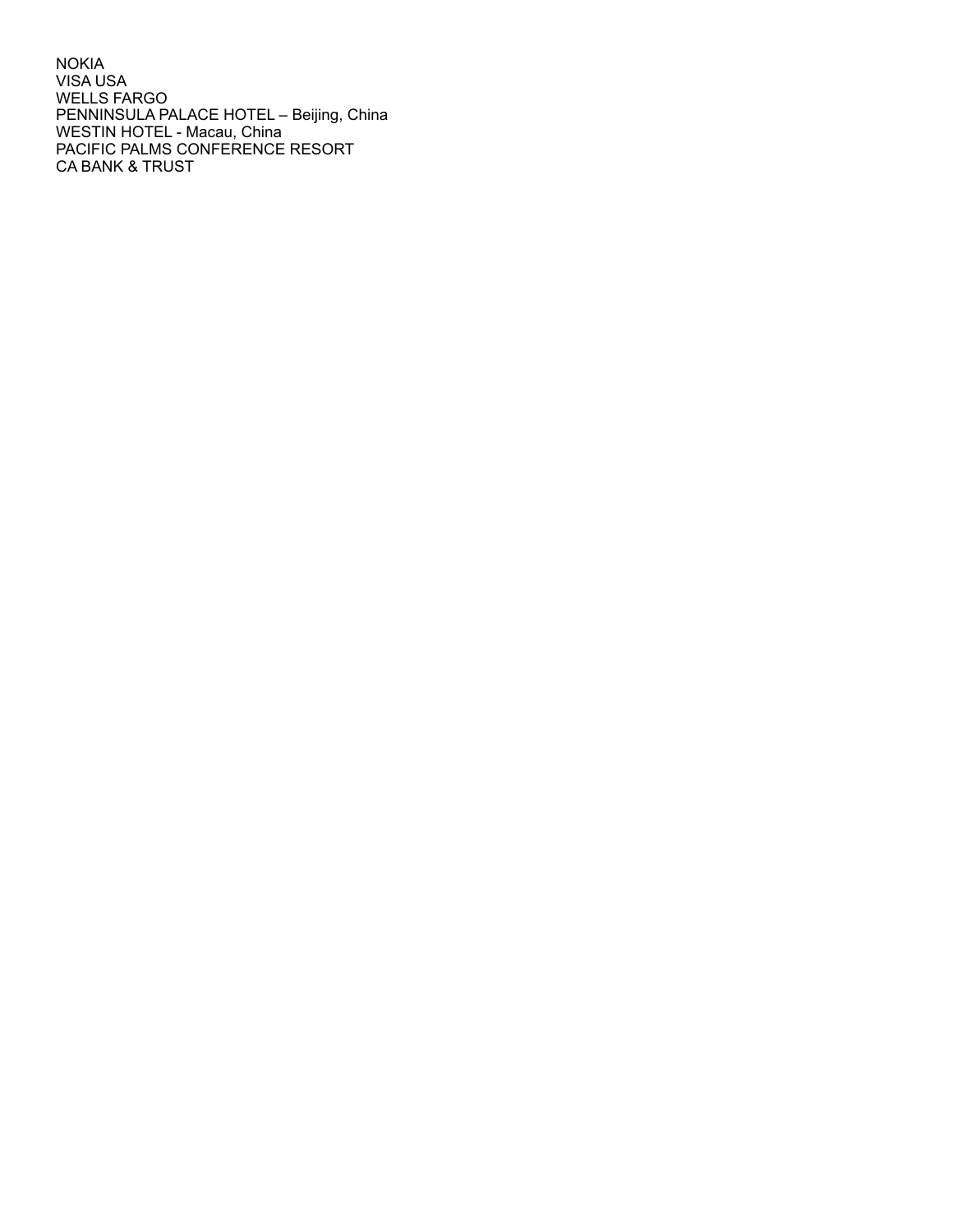NOKIA
VISA USA
WELLS FARGO
PENNINSULA PALACE HOTEL – Beijing, China
WESTIN HOTEL - Macau, China
PACIFIC PALMS CONFERENCE RESORT
CA BANK & TRUST